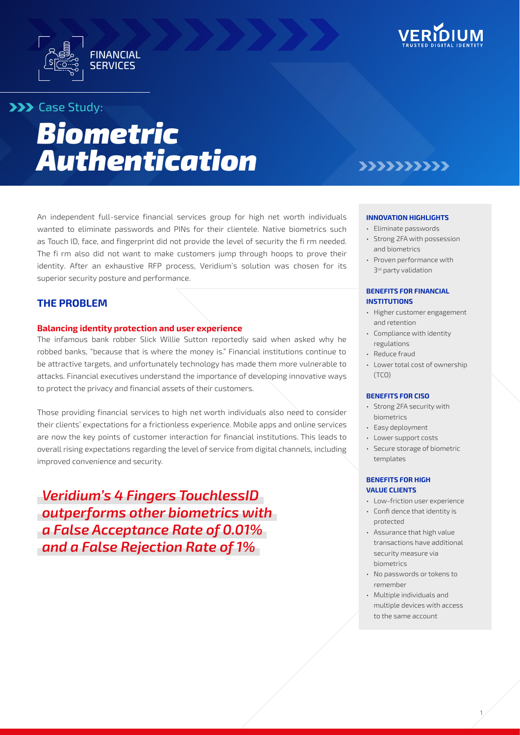FINANCIAL SERVICES

VERIDIUM
TRUSTED DIGITAL IDENTITY

Case Study:

# *Biometric Authentication*

An independent full-service financial services group for high net worth individuals wanted to eliminate passwords and PINs for their clientele. Native biometrics such as Touch ID, face, and fingerprint did not provide the level of security the fi rm needed. The fi rm also did not want to make customers jump through hoops to prove their identity. After an exhaustive RFP process, Veridium's solution was chosen for its superior security posture and performance.

## THE PROBLEM

### Balancing identity protection and user experience

The infamous bank robber Slick Willie Sutton reportedly said when asked why he robbed banks, "because that is where the money is." Financial institutions continue to be attractive targets, and unfortunately technology has made them more vulnerable to attacks. Financial executives understand the importance of developing innovative ways to protect the privacy and financial assets of their customers.

Those providing financial services to high net worth individuals also need to consider their clients' expectations for a frictionless experience. Mobile apps and online services are now the key points of customer interaction for financial institutions. This leads to overall rising expectations regarding the level of service from digital channels, including improved convenience and security.

***Veridium's 4 Fingers TouchlessID outperforms other biometrics with a False Acceptance Rate of 0.01% and a False Rejection Rate of 1%***

**INNOVATION HIGHLIGHTS**

- Eliminate passwords
- Strong 2FA with possession and biometrics
- Proven performance with 3rd party validation

**BENEFITS FOR FINANCIAL INSTITUTIONS**

- Higher customer engagement and retention
- Compliance with identity regulations
- Reduce fraud
- Lower total cost of ownership (TCO)

**BENEFITS FOR CISO**

- Strong 2FA security with biometrics
- Easy deployment
- Lower support costs
- Secure storage of biometric templates

**BENEFITS FOR HIGH VALUE CLIENTS**

- Low-friction user experience
- Confi dence that identity is protected
- Assurance that high value transactions have additional security measure via biometrics
- No passwords or tokens to remember
- Multiple individuals and multiple devices with access to the same account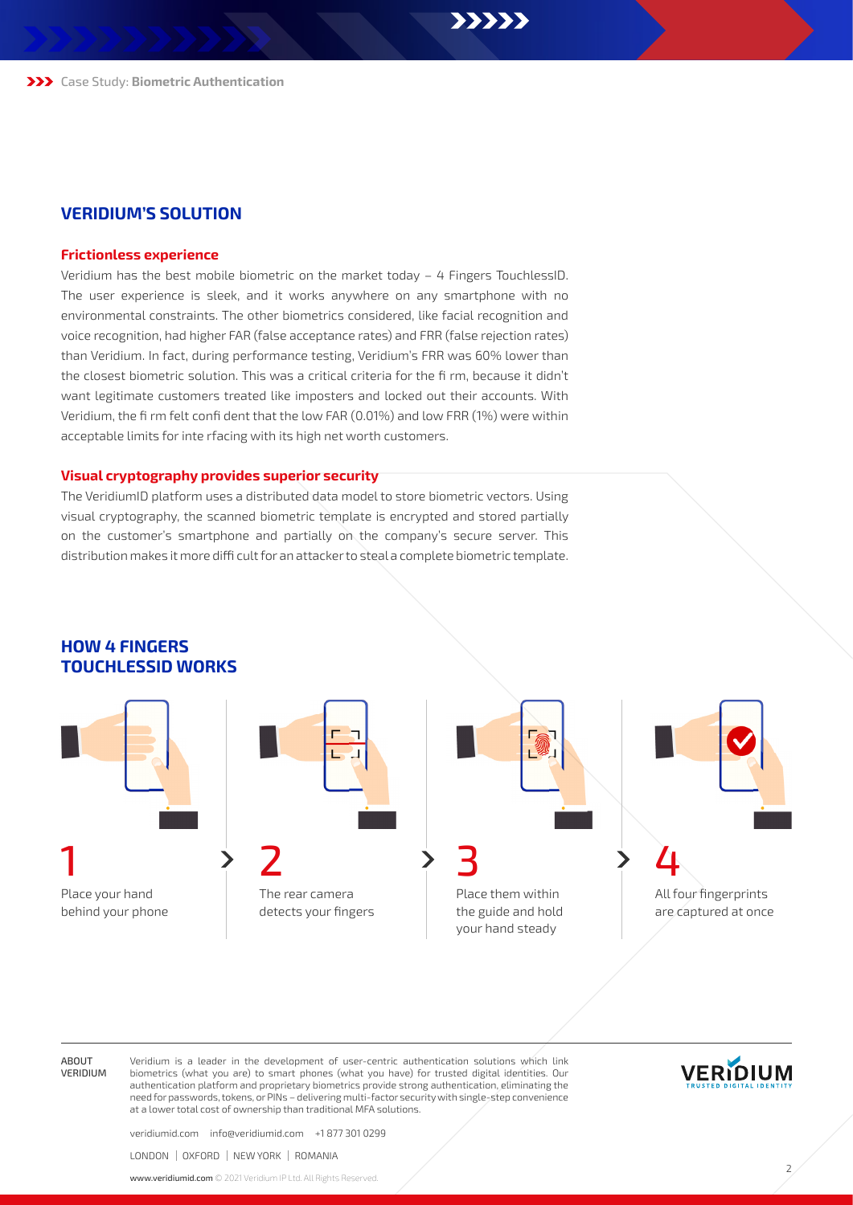Case Study: **Biometric Authentication**

## VERIDIUM'S SOLUTION

### Frictionless experience

Veridium has the best mobile biometric on the market today – 4 Fingers TouchlessID. The user experience is sleek, and it works anywhere on any smartphone with no environmental constraints. The other biometrics considered, like facial recognition and voice recognition, had higher FAR (false acceptance rates) and FRR (false rejection rates) than Veridium. In fact, during performance testing, Veridium's FRR was 60% lower than the closest biometric solution. This was a critical criteria for the fi rm, because it didn't want legitimate customers treated like imposters and locked out their accounts. With Veridium, the fi rm felt confi dent that the low FAR (0.01%) and low FRR (1%) were within acceptable limits for inte rfacing with its high net worth customers.

### Visual cryptography provides superior security

The VeridiumID platform uses a distributed data model to store biometric vectors. Using visual cryptography, the scanned biometric template is encrypted and stored partially on the customer's smartphone and partially on the company's secure server. This distribution makes it more diffi cult for an attacker to steal a complete biometric template.

## HOW 4 FINGERS TOUCHLESSID WORKS

1. Place your hand behind your phone
2. The rear camera detects your fingers
3. Place them within the guide and hold your hand steady
4. All four fingerprints are captured at once

ABOUT VERIDIUM

Veridium is a leader in the development of user-centric authentication solutions which link biometrics (what you are) to smart phones (what you have) for trusted digital identities. Our authentication platform and proprietary biometrics provide strong authentication, eliminating the need for passwords, tokens, or PINs – delivering multi-factor security with single-step convenience at a lower total cost of ownership than traditional MFA solutions.

veridiumid.com info@veridiumid.com +1 877 301 0299

LONDON | OXFORD | NEW YORK | ROMANIA

www.veridiumid.com © 2021 Veridium IP Ltd. All Rights Reserved.